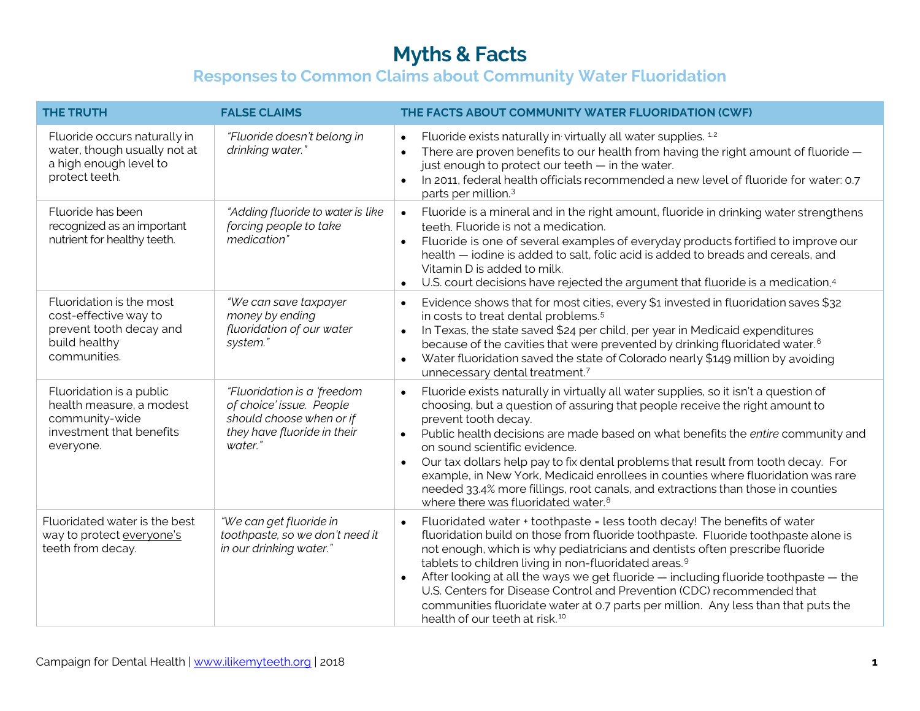# Myths & Facts

## Responses to Common Claims about Community Water Fluoridation

| THE TRUTH | FALSE CLAIMS | THE FACTS ABOUT COMMUNITY WATER FLUORIDATION (CWF) |
|---|---|---|
| Fluoride occurs naturally in water, though usually not at a high enough level to protect teeth. | *"Fluoride doesn't belong in drinking water."* | • Fluoride exists naturally in virtually all water supplies. [1,2]<br>• There are proven benefits to our health from having the right amount of fluoride — just enough to protect our teeth — in the water.<br>• In 2011, federal health officials recommended a new level of fluoride for water: 0.7 parts per million.[3] |
| Fluoride has been recognized as an important nutrient for healthy teeth. | *"Adding fluoride to water is like forcing people to take medication"* | • Fluoride is a mineral and in the right amount, fluoride in drinking water strengthens teeth. Fluoride is not a medication.<br>• Fluoride is one of several examples of everyday products fortified to improve our health — iodine is added to salt, folic acid is added to breads and cereals, and Vitamin D is added to milk.<br>• U.S. court decisions have rejected the argument that fluoride is a medication.[4] |
| Fluoridation is the most cost-effective way to prevent tooth decay and build healthy communities. | *"We can save taxpayer money by ending fluoridation of our water system."* | • Evidence shows that for most cities, every $1 invested in fluoridation saves $32 in costs to treat dental problems.[5]<br>• In Texas, the state saved $24 per child, per year in Medicaid expenditures because of the cavities that were prevented by drinking fluoridated water.[6]<br>• Water fluoridation saved the state of Colorado nearly $149 million by avoiding unnecessary dental treatment.[7] |
| Fluoridation is a public health measure, a modest community-wide investment that benefits everyone. | *"Fluoridation is a 'freedom of choice' issue. People should choose when or if they have fluoride in their water."* | • Fluoride exists naturally in virtually all water supplies, so it isn't a question of choosing, but a question of assuring that people receive the right amount to prevent tooth decay.<br>• Public health decisions are made based on what benefits the *entire* community and on sound scientific evidence.<br>• Our tax dollars help pay to fix dental problems that result from tooth decay. For example, in New York, Medicaid enrollees in counties where fluoridation was rare needed 33.4% more fillings, root canals, and extractions than those in counties where there was fluoridated water.[8] |
| Fluoridated water is the best way to protect <u>everyone's</u> teeth from decay. | *"We can get fluoride in toothpaste, so we don't need it in our drinking water."* | • Fluoridated water + toothpaste = less tooth decay! The benefits of water fluoridation build on those from fluoride toothpaste. Fluoride toothpaste alone is not enough, which is why pediatricians and dentists often prescribe fluoride tablets to children living in non-fluoridated areas.[9]<br>• After looking at all the ways we get fluoride — including fluoride toothpaste — the U.S. Centers for Disease Control and Prevention (CDC) recommended that communities fluoridate water at 0.7 parts per million. Any less than that puts the health of our teeth at risk.[10] |

Campaign for Dental Health | www.ilikemyteeth.org | 2018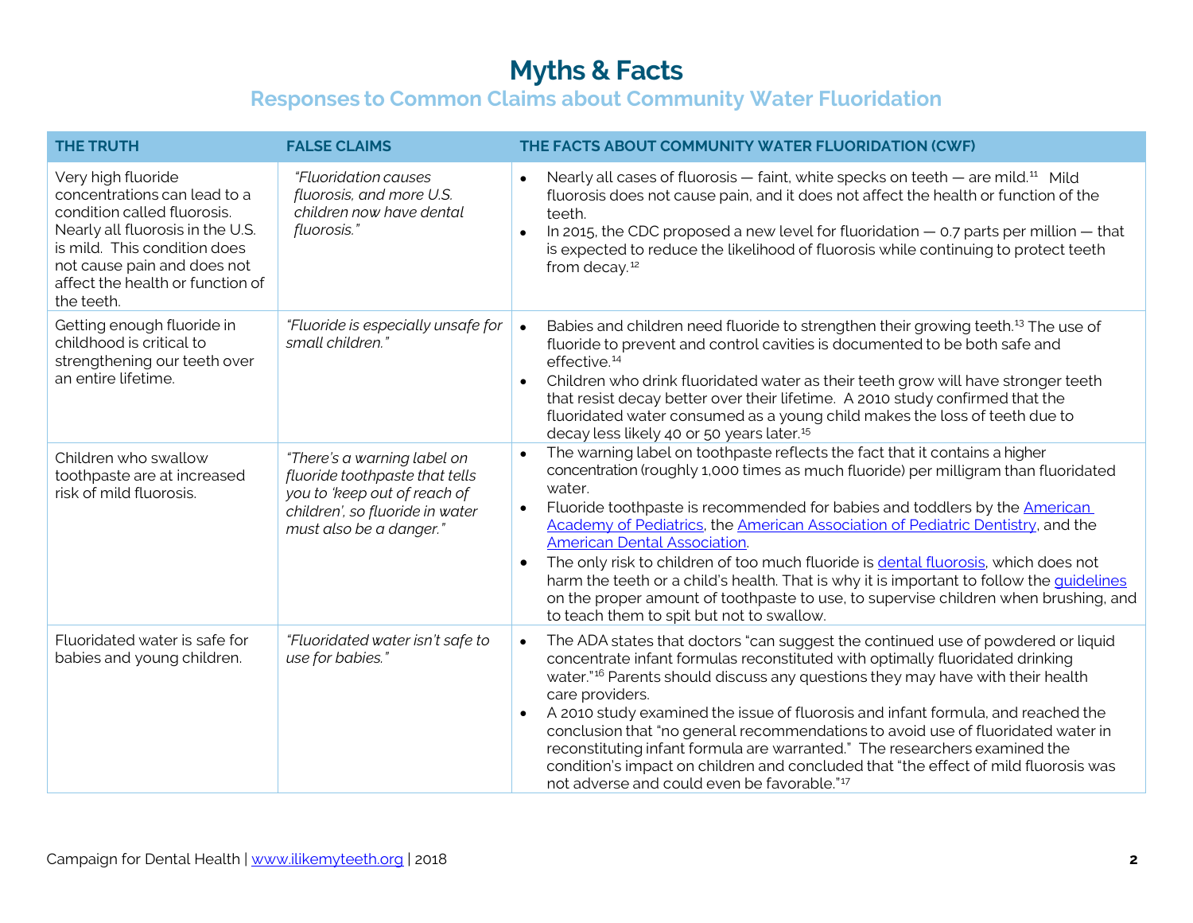# Myths & Facts

## Responses to Common Claims about Community Water Fluoridation

| THE TRUTH | FALSE CLAIMS | THE FACTS ABOUT COMMUNITY WATER FLUORIDATION (CWF) |
|---|---|---|
| Very high fluoride concentrations can lead to a condition called fluorosis. Nearly all fluorosis in the U.S. is mild. This condition does not cause pain and does not affect the health or function of the teeth. | *"Fluoridation causes fluorosis, and more U.S. children now have dental fluorosis."* | • Nearly all cases of fluorosis — faint, white specks on teeth — are mild.[11] Mild fluorosis does not cause pain, and it does not affect the health or function of the teeth.<br>• In 2015, the CDC proposed a new level for fluoridation — 0.7 parts per million — that is expected to reduce the likelihood of fluorosis while continuing to protect teeth from decay.[12] |
| Getting enough fluoride in childhood is critical to strengthening our teeth over an entire lifetime. | *"Fluoride is especially unsafe for small children."* | • Babies and children need fluoride to strengthen their growing teeth.[13] The use of fluoride to prevent and control cavities is documented to be both safe and effective.[14]<br>• Children who drink fluoridated water as their teeth grow will have stronger teeth that resist decay better over their lifetime. A 2010 study confirmed that the fluoridated water consumed as a young child makes the loss of teeth due to decay less likely 40 or 50 years later.[15] |
| Children who swallow toothpaste are at increased risk of mild fluorosis. | *"There's a warning label on fluoride toothpaste that tells you to 'keep out of reach of children', so fluoride in water must also be a danger."* | • The warning label on toothpaste reflects the fact that it contains a higher concentration (roughly 1,000 times as much fluoride) per milligram than fluoridated water.<br>• Fluoride toothpaste is recommended for babies and toddlers by the American Academy of Pediatrics, the American Association of Pediatric Dentistry, and the American Dental Association.<br>• The only risk to children of too much fluoride is dental fluorosis, which does not harm the teeth or a child's health. That is why it is important to follow the guidelines on the proper amount of toothpaste to use, to supervise children when brushing, and to teach them to spit but not to swallow. |
| Fluoridated water is safe for babies and young children. | *"Fluoridated water isn't safe to use for babies."* | • The ADA states that doctors "can suggest the continued use of powdered or liquid concentrate infant formulas reconstituted with optimally fluoridated drinking water."[16] Parents should discuss any questions they may have with their health care providers.<br>• A 2010 study examined the issue of fluorosis and infant formula, and reached the conclusion that "no general recommendations to avoid use of fluoridated water in reconstituting infant formula are warranted." The researchers examined the condition's impact on children and concluded that "the effect of mild fluorosis was not adverse and could even be favorable."[17] |

Campaign for Dental Health | www.ilikemyteeth.org | 2018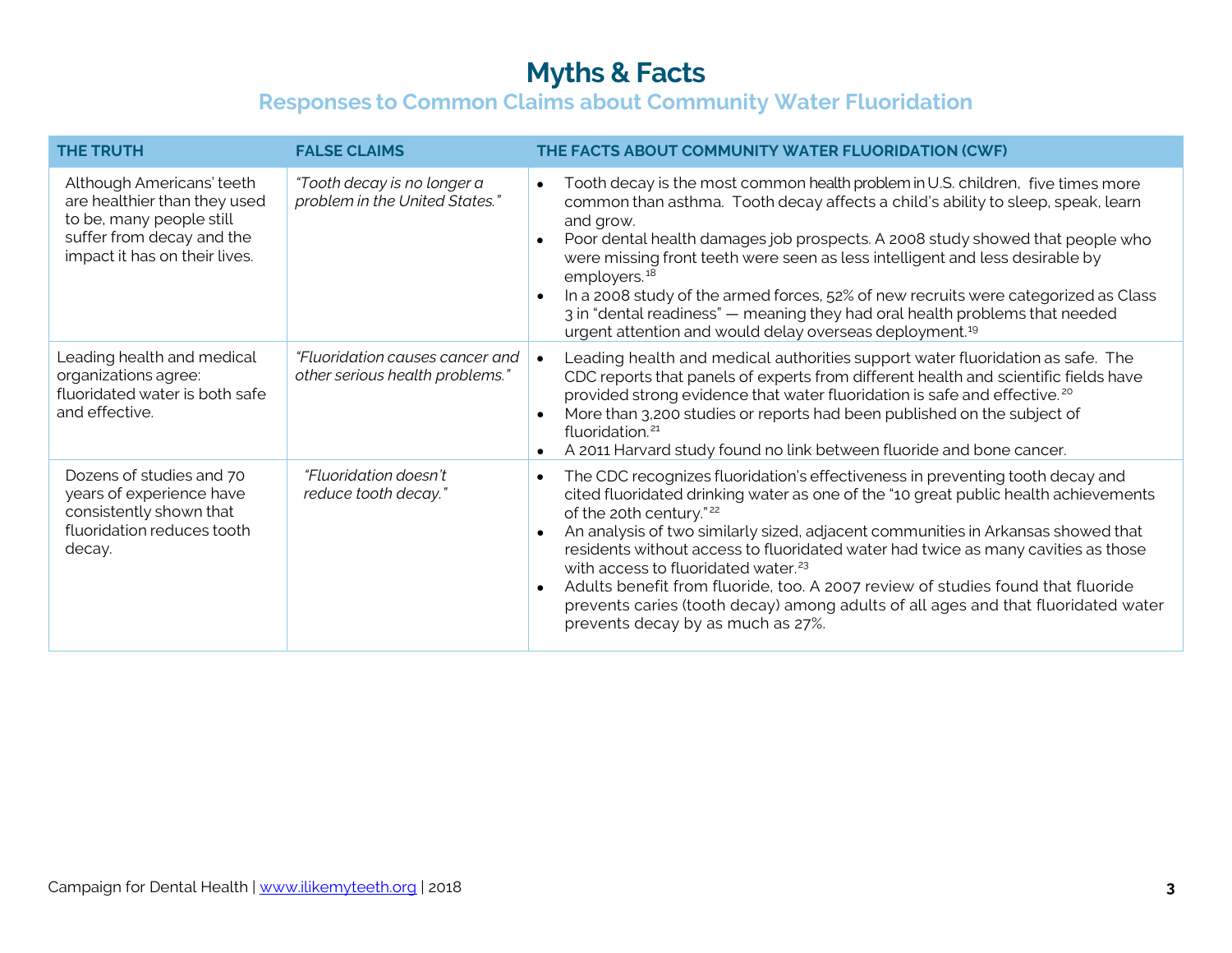# Myths & Facts

## Responses to Common Claims about Community Water Fluoridation

| THE TRUTH | FALSE CLAIMS | THE FACTS ABOUT COMMUNITY WATER FLUORIDATION (CWF) |
|---|---|---|
| Although Americans' teeth are healthier than they used to be, many people still suffer from decay and the impact it has on their lives. | *"Tooth decay is no longer a problem in the United States."* | • Tooth decay is the most common health problem in U.S. children, five times more common than asthma. Tooth decay affects a child's ability to sleep, speak, learn and grow.<br>• Poor dental health damages job prospects. A 2008 study showed that people who were missing front teeth were seen as less intelligent and less desirable by employers.[18]<br>• In a 2008 study of the armed forces, 52% of new recruits were categorized as Class 3 in "dental readiness" — meaning they had oral health problems that needed urgent attention and would delay overseas deployment.[19] |
| Leading health and medical organizations agree: fluoridated water is both safe and effective. | *"Fluoridation causes cancer and other serious health problems."* | • Leading health and medical authorities support water fluoridation as safe. The CDC reports that panels of experts from different health and scientific fields have provided strong evidence that water fluoridation is safe and effective.[20]<br>• More than 3,200 studies or reports had been published on the subject of fluoridation.[21]<br>• A 2011 Harvard study found no link between fluoride and bone cancer. |
| Dozens of studies and 70 years of experience have consistently shown that fluoridation reduces tooth decay. | *"Fluoridation doesn't reduce tooth decay."* | • The CDC recognizes fluoridation's effectiveness in preventing tooth decay and cited fluoridated drinking water as one of the "10 great public health achievements of the 20th century."[22]<br>• An analysis of two similarly sized, adjacent communities in Arkansas showed that residents without access to fluoridated water had twice as many cavities as those with access to fluoridated water.[23]<br>• Adults benefit from fluoride, too. A 2007 review of studies found that fluoride prevents caries (tooth decay) among adults of all ages and that fluoridated water prevents decay by as much as 27%. |

Campaign for Dental Health | www.ilikemyteeth.org | 2018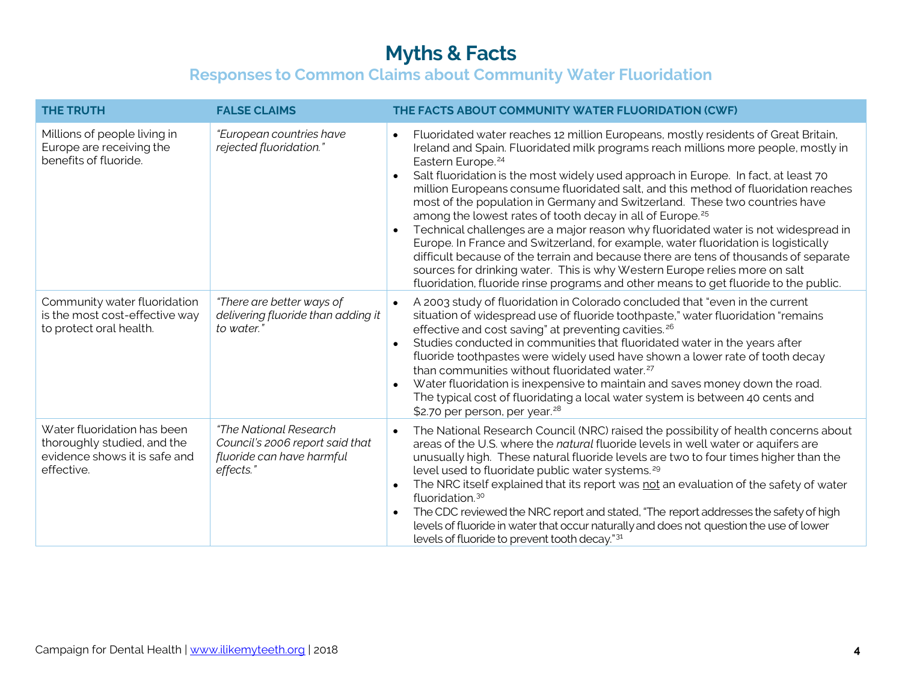# Myths & Facts

## Responses to Common Claims about Community Water Fluoridation

| THE TRUTH | FALSE CLAIMS | THE FACTS ABOUT COMMUNITY WATER FLUORIDATION (CWF) |
|---|---|---|
| Millions of people living in Europe are receiving the benefits of fluoride. | *"European countries have rejected fluoridation."* | • Fluoridated water reaches 12 million Europeans, mostly residents of Great Britain, Ireland and Spain. Fluoridated milk programs reach millions more people, mostly in Eastern Europe.[24]<br>• Salt fluoridation is the most widely used approach in Europe. In fact, at least 70 million Europeans consume fluoridated salt, and this method of fluoridation reaches most of the population in Germany and Switzerland. These two countries have among the lowest rates of tooth decay in all of Europe.[25]<br>• Technical challenges are a major reason why fluoridated water is not widespread in Europe. In France and Switzerland, for example, water fluoridation is logistically difficult because of the terrain and because there are tens of thousands of separate sources for drinking water. This is why Western Europe relies more on salt fluoridation, fluoride rinse programs and other means to get fluoride to the public. |
| Community water fluoridation is the most cost-effective way to protect oral health. | *"There are better ways of delivering fluoride than adding it to water."* | • A 2003 study of fluoridation in Colorado concluded that "even in the current situation of widespread use of fluoride toothpaste," water fluoridation "remains effective and cost saving" at preventing cavities.[26]<br>• Studies conducted in communities that fluoridated water in the years after fluoride toothpastes were widely used have shown a lower rate of tooth decay than communities without fluoridated water.[27]<br>• Water fluoridation is inexpensive to maintain and saves money down the road. The typical cost of fluoridating a local water system is between 40 cents and $2.70 per person, per year.[28] |
| Water fluoridation has been thoroughly studied, and the evidence shows it is safe and effective. | *"The National Research Council's 2006 report said that fluoride can have harmful effects."* | • The National Research Council (NRC) raised the possibility of health concerns about areas of the U.S. where the *natural* fluoride levels in well water or aquifers are unusually high. These natural fluoride levels are two to four times higher than the level used to fluoridate public water systems.[29]<br>• The NRC itself explained that its report was <u>not</u> an evaluation of the safety of water fluoridation.[30]<br>• The CDC reviewed the NRC report and stated, "The report addresses the safety of high levels of fluoride in water that occur naturally and does not question the use of lower levels of fluoride to prevent tooth decay."[31] |

Campaign for Dental Health | www.ilikemyteeth.org | 2018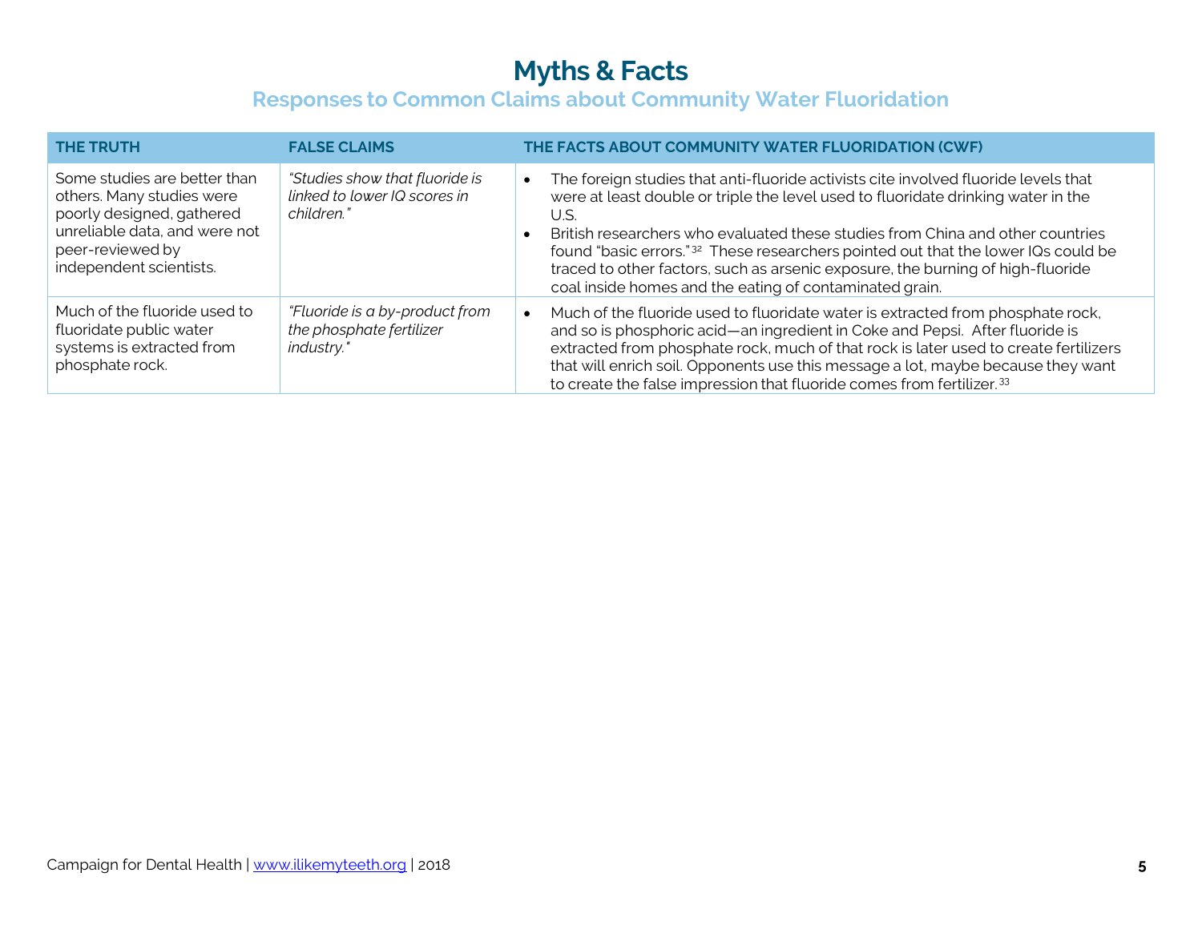# Myths & Facts

## Responses to Common Claims about Community Water Fluoridation

| THE TRUTH | FALSE CLAIMS | THE FACTS ABOUT COMMUNITY WATER FLUORIDATION (CWF) |
|---|---|---|
| Some studies are better than others. Many studies were poorly designed, gathered unreliable data, and were not peer-reviewed by independent scientists. | *"Studies show that fluoride is linked to lower IQ scores in children."* | • The foreign studies that anti-fluoride activists cite involved fluoride levels that were at least double or triple the level used to fluoridate drinking water in the U.S.<br>• British researchers who evaluated these studies from China and other countries found "basic errors."[32] These researchers pointed out that the lower IQs could be traced to other factors, such as arsenic exposure, the burning of high-fluoride coal inside homes and the eating of contaminated grain. |
| Much of the fluoride used to fluoridate public water systems is extracted from phosphate rock. | *"Fluoride is a by-product from the phosphate fertilizer industry."* | • Much of the fluoride used to fluoridate water is extracted from phosphate rock, and so is phosphoric acid—an ingredient in Coke and Pepsi. After fluoride is extracted from phosphate rock, much of that rock is later used to create fertilizers that will enrich soil. Opponents use this message a lot, maybe because they want to create the false impression that fluoride comes from fertilizer.[33] |

Campaign for Dental Health | www.ilikemyteeth.org | 2018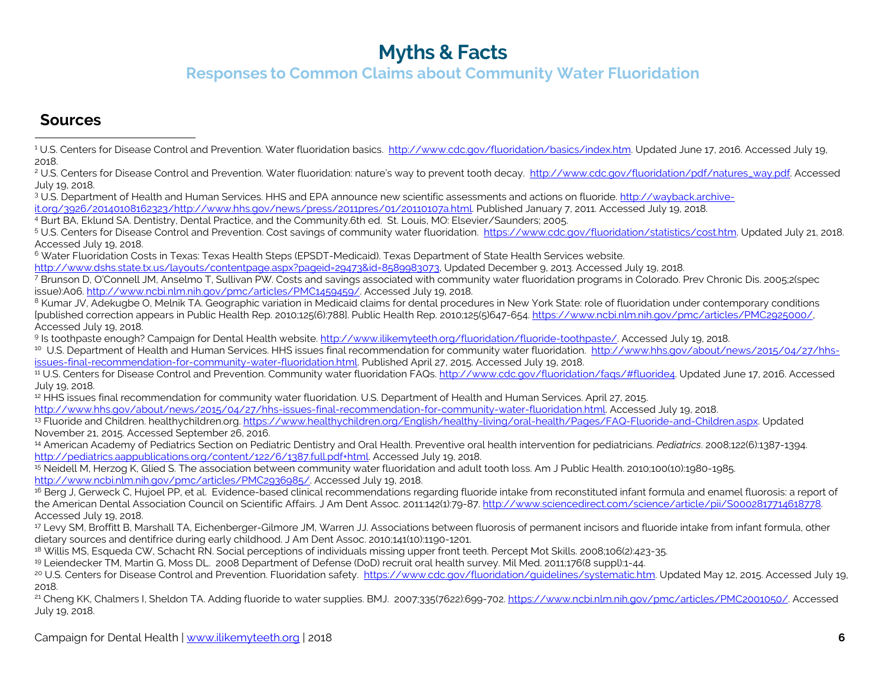# Myths & Facts

## Responses to Common Claims about Community Water Fluoridation

### Sources

[1] U.S. Centers for Disease Control and Prevention. Water fluoridation basics. http://www.cdc.gov/fluoridation/basics/index.htm. Updated June 17, 2016. Accessed July 19, 2018.

[2] U.S. Centers for Disease Control and Prevention. Water fluoridation: nature's way to prevent tooth decay. http://www.cdc.gov/fluoridation/pdf/natures_way.pdf. Accessed July 19, 2018.

[3] U.S. Department of Health and Human Services. HHS and EPA announce new scientific assessments and actions on fluoride. http://wayback.archive-it.org/3926/20140108162323/http://www.hhs.gov/news/press/2011pres/01/20110107a.html. Published January 7, 2011. Accessed July 19, 2018.

[4] Burt BA, Eklund SA. Dentistry, Dental Practice, and the Community.6th ed. St. Louis, MO: Elsevier/Saunders; 2005.

[5] U.S. Centers for Disease Control and Prevention. Cost savings of community water fluoridation. https://www.cdc.gov/fluoridation/statistics/cost.htm. Updated July 21, 2018. Accessed July 19, 2018.

[6] Water Fluoridation Costs in Texas: Texas Health Steps (EPSDT-Medicaid). Texas Department of State Health Services website. http://www.dshs.state.tx.us/layouts/contentpage.aspx?pageid=29473&id=8589983073, Updated December 9, 2013. Accessed July 19, 2018.

[7] Brunson D, O'Connell JM, Anselmo T, Sullivan PW. Costs and savings associated with community water fluoridation programs in Colorado. Prev Chronic Dis. 2005;2(spec issue):A06. http://www.ncbi.nlm.nih.gov/pmc/articles/PMC1459459/. Accessed July 19, 2018.

[8] Kumar JV, Adekugbe O, Melnik TA. Geographic variation in Medicaid claims for dental procedures in New York State: role of fluoridation under contemporary conditions [published correction appears in Public Health Rep. 2010;125(6):788]. Public Health Rep. 2010;125(5)647-654. https://www.ncbi.nlm.nih.gov/pmc/articles/PMC2925000/, Accessed July 19, 2018.

[9] Is toothpaste enough? Campaign for Dental Health website. http://www.ilikemyteeth.org/fluoridation/fluoride-toothpaste/. Accessed July 19, 2018.

[10] U.S. Department of Health and Human Services. HHS issues final recommendation for community water fluoridation. http://www.hhs.gov/about/news/2015/04/27/hhs-issues-final-recommendation-for-community-water-fluoridation.html. Published April 27, 2015. Accessed July 19, 2018.

[11] U.S. Centers for Disease Control and Prevention. Community water fluoridation FAQs. http://www.cdc.gov/fluoridation/faqs/#fluoride4. Updated June 17, 2016. Accessed July 19, 2018.

[12] HHS issues final recommendation for community water fluoridation. U.S. Department of Health and Human Services. April 27, 2015. http://www.hhs.gov/about/news/2015/04/27/hhs-issues-final-recommendation-for-community-water-fluoridation.html. Accessed July 19, 2018.

[13] Fluoride and Children. healthychildren.org. https://www.healthychildren.org/English/healthy-living/oral-health/Pages/FAQ-Fluoride-and-Children.aspx. Updated November 21, 2015. Accessed September 26, 2016.

[14] American Academy of Pediatrics Section on Pediatric Dentistry and Oral Health. Preventive oral health intervention for pediatricians. *Pediatrics*. 2008;122(6):1387-1394. http://pediatrics.aappublications.org/content/122/6/1387.full.pdf+html. Accessed July 19, 2018.

[15] Neidell M, Herzog K, Glied S. The association between community water fluoridation and adult tooth loss. Am J Public Health. 2010;100(10):1980-1985. http://www.ncbi.nlm.nih.gov/pmc/articles/PMC2936985/. Accessed July 19, 2018.

[16] Berg J, Gerweck C, Hujoel PP, et al. Evidence-based clinical recommendations regarding fluoride intake from reconstituted infant formula and enamel fluorosis: a report of the American Dental Association Council on Scientific Affairs. J Am Dent Assoc. 2011:142(1):79-87. http://www.sciencedirect.com/science/article/pii/S0002817714618778. Accessed July 19, 2018.

[17] Levy SM, Broffitt B, Marshall TA, Eichenberger-Gilmore JM, Warren JJ. Associations between fluorosis of permanent incisors and fluoride intake from infant formula, other dietary sources and dentifrice during early childhood. J Am Dent Assoc. 2010;141(10):1190-1201.

[18] Willis MS, Esqueda CW, Schacht RN. Social perceptions of individuals missing upper front teeth. Percept Mot Skills. 2008;106(2):423-35.

[19] Leiendecker TM, Martin G, Moss DL. 2008 Department of Defense (DoD) recruit oral health survey. Mil Med. 2011;176(8 suppl):1-44.

[20] U.S. Centers for Disease Control and Prevention. Fluoridation safety. https://www.cdc.gov/fluoridation/guidelines/systematic.htm. Updated May 12, 2015. Accessed July 19, 2018.

[21] Cheng KK, Chalmers I, Sheldon TA. Adding fluoride to water supplies. BMJ. 2007;335(7622):699-702. https://www.ncbi.nlm.nih.gov/pmc/articles/PMC2001050/. Accessed July 19, 2018.

Campaign for Dental Health | www.ilikemyteeth.org | 2018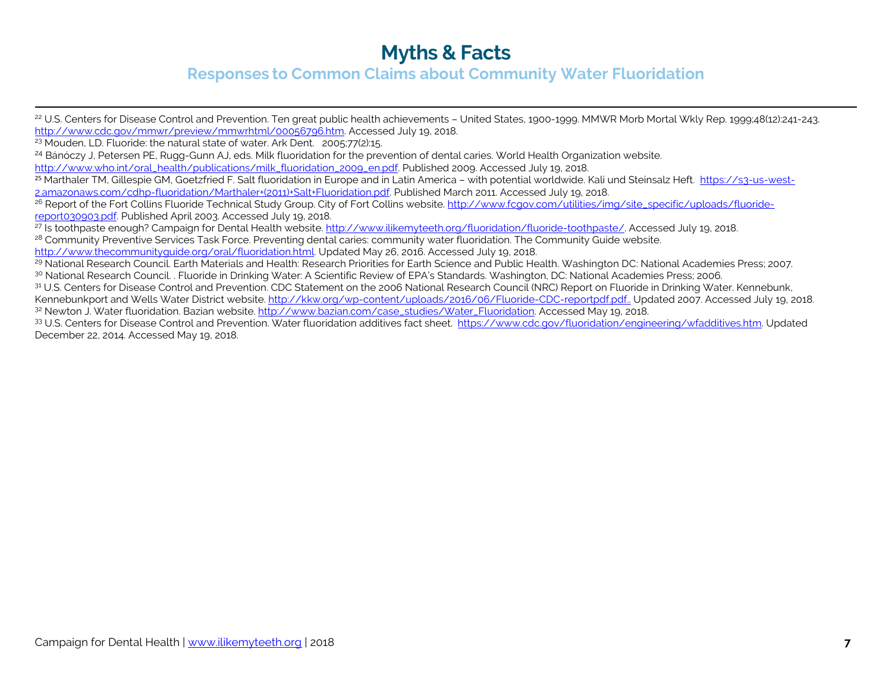# Myths & Facts

## Responses to Common Claims about Community Water Fluoridation

[22] U.S. Centers for Disease Control and Prevention. Ten great public health achievements – United States, 1900-1999. MMWR Morb Mortal Wkly Rep. 1999;48(12):241-243. http://www.cdc.gov/mmwr/preview/mmwrhtml/00056796.htm. Accessed July 19, 2018.

[23] Mouden, LD. Fluoride: the natural state of water. Ark Dent. 2005;77(2):15.

[24] Bánóczy J, Petersen PE, Rugg-Gunn AJ, eds. Milk fluoridation for the prevention of dental caries. World Health Organization website. http://www.who.int/oral_health/publications/milk_fluoridation_2009_en.pdf. Published 2009. Accessed July 19, 2018.

[25] Marthaler TM, Gillespie GM, Goetzfried F. Salt fluoridation in Europe and in Latin America – with potential worldwide. Kali und Steinsalz Heft. https://s3-us-west-2.amazonaws.com/cdhp-fluoridation/Marthaler+(2011)+Salt+Fluoridation.pdf. Published March 2011. Accessed July 19, 2018.

[26] Report of the Fort Collins Fluoride Technical Study Group. City of Fort Collins website. http://www.fcgov.com/utilities/img/site_specific/uploads/fluoride-report030903.pdf. Published April 2003. Accessed July 19, 2018.

[27] Is toothpaste enough? Campaign for Dental Health website. http://www.ilikemyteeth.org/fluoridation/fluoride-toothpaste/. Accessed July 19, 2018.

[28] Community Preventive Services Task Force. Preventing dental caries: community water fluoridation. The Community Guide website. http://www.thecommunityguide.org/oral/fluoridation.html. Updated May 26, 2016. Accessed July 19, 2018.

[29] National Research Council. Earth Materials and Health: Research Priorities for Earth Science and Public Health. Washington DC: National Academies Press; 2007.

[30] National Research Council. . Fluoride in Drinking Water: A Scientific Review of EPA's Standards. Washington, DC: National Academies Press; 2006.

[31] U.S. Centers for Disease Control and Prevention. CDC Statement on the 2006 National Research Council (NRC) Report on Fluoride in Drinking Water. Kennebunk, Kennebunkport and Wells Water District website. http://kkw.org/wp-content/uploads/2016/06/Fluoride-CDC-reportpdf.pdf.. Updated 2007. Accessed July 19, 2018.

[32] Newton J. Water fluoridation. Bazian website. http://www.bazian.com/case_studies/Water_Fluoridation. Accessed May 19, 2018.

[33] U.S. Centers for Disease Control and Prevention. Water fluoridation additives fact sheet. https://www.cdc.gov/fluoridation/engineering/wfadditives.htm. Updated December 22, 2014. Accessed May 19, 2018.

Campaign for Dental Health | www.ilikemyteeth.org | 2018